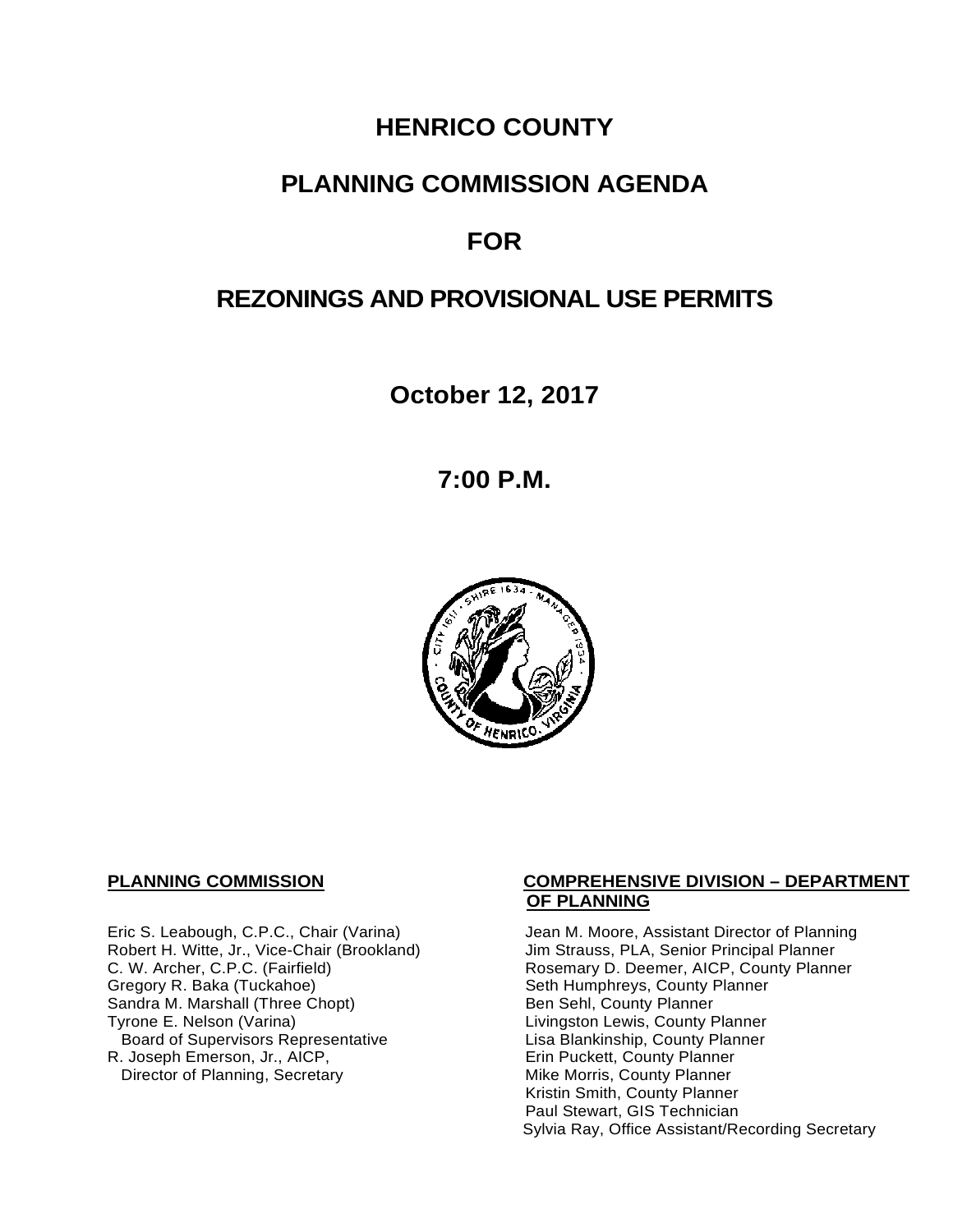# HENRICO COUNTY

## PLANNING COMMISSION AGENDA

## FOR

## REZONINGS AND PROVISIONAL USE PERMITS

**October 12, 2017**

**7:00 P.M.**

**PLANNING COMMISSION**

Eric S. Leabough, C.P.C., Chair (Varina)
Robert H. Witte, Jr., Vice-Chair (Brookland)
C. W. Archer, C.P.C. (Fairfield)
Gregory R. Baka (Tuckahoe)
Sandra M. Marshall (Three Chopt)
Tyrone E. Nelson (Varina)
Board of Supervisors Representative
R. Joseph Emerson, Jr., AICP,
Director of Planning, Secretary

**COMPREHENSIVE DIVISION – DEPARTMENT OF PLANNING**

Jean M. Moore, Assistant Director of Planning
Jim Strauss, PLA, Senior Principal Planner
Rosemary D. Deemer, AICP, County Planner
Seth Humphreys, County Planner
Ben Sehl, County Planner
Livingston Lewis, County Planner
Lisa Blankinship, County Planner
Erin Puckett, County Planner
Mike Morris, County Planner
Kristin Smith, County Planner
Paul Stewart, GIS Technician
Sylvia Ray, Office Assistant/Recording Secretary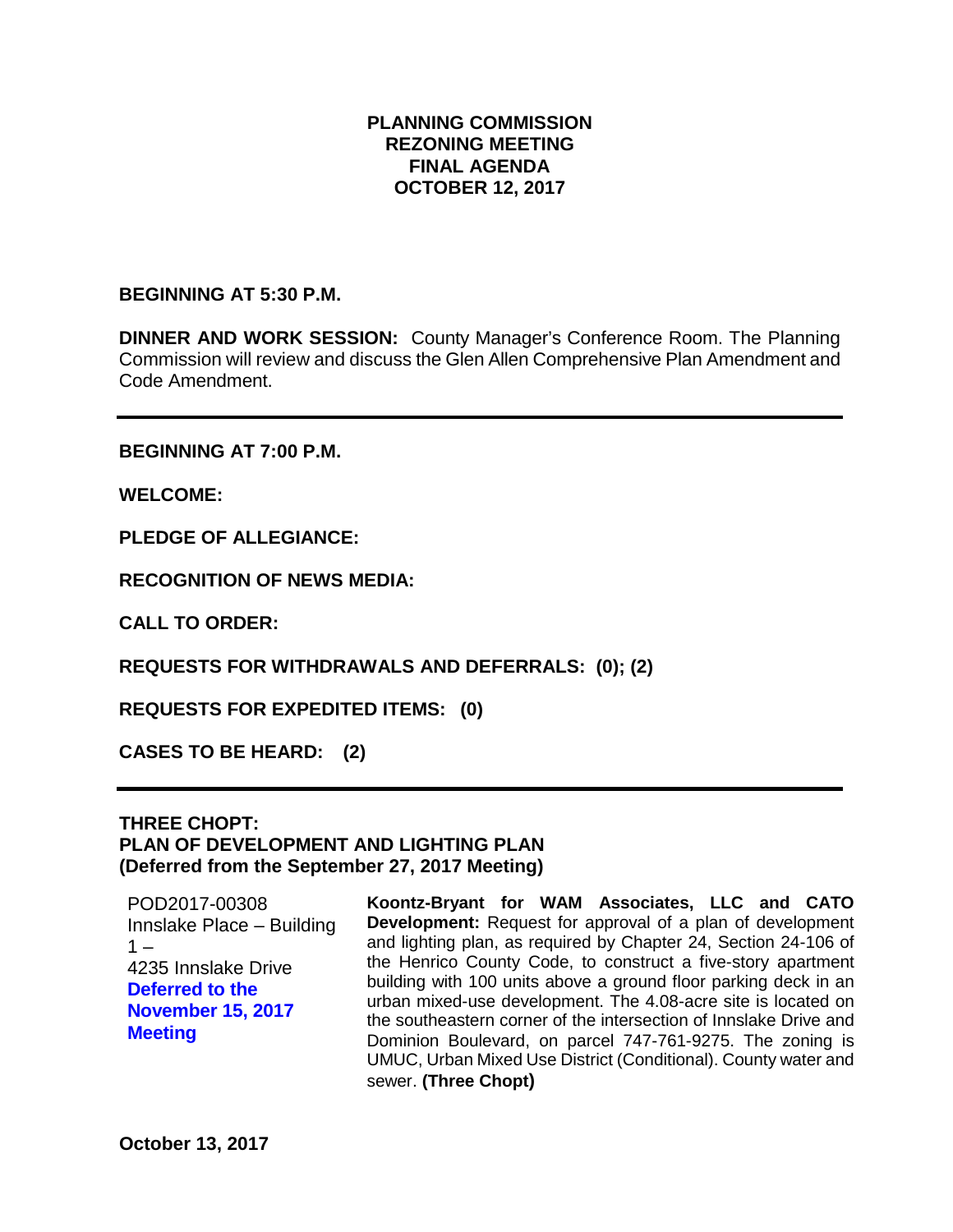**PLANNING COMMISSION**
**REZONING MEETING**
**FINAL AGENDA**
**OCTOBER 12, 2017**

**BEGINNING AT 5:30 P.M.**

**DINNER AND WORK SESSION:** County Manager's Conference Room. The Planning Commission will review and discuss the Glen Allen Comprehensive Plan Amendment and Code Amendment.

---

**BEGINNING AT 7:00 P.M.**

**WELCOME:**

**PLEDGE OF ALLEGIANCE:**

**RECOGNITION OF NEWS MEDIA:**

**CALL TO ORDER:**

**REQUESTS FOR WITHDRAWALS AND DEFERRALS: (0); (2)**

**REQUESTS FOR EXPEDITED ITEMS: (0)**

**CASES TO BE HEARD: (2)**

---

**THREE CHOPT:**
**PLAN OF DEVELOPMENT AND LIGHTING PLAN**
**(Deferred from the September 27, 2017 Meeting)**

POD2017-00308
Innslake Place – Building 1 –
4235 Innslake Drive
**Deferred to the November 15, 2017 Meeting**

**Koontz-Bryant for WAM Associates, LLC and CATO Development:** Request for approval of a plan of development and lighting plan, as required by Chapter 24, Section 24-106 of the Henrico County Code, to construct a five-story apartment building with 100 units above a ground floor parking deck in an urban mixed-use development. The 4.08-acre site is located on the southeastern corner of the intersection of Innslake Drive and Dominion Boulevard, on parcel 747-761-9275. The zoning is UMUC, Urban Mixed Use District (Conditional). County water and sewer. **(Three Chopt)**

**October 13, 2017**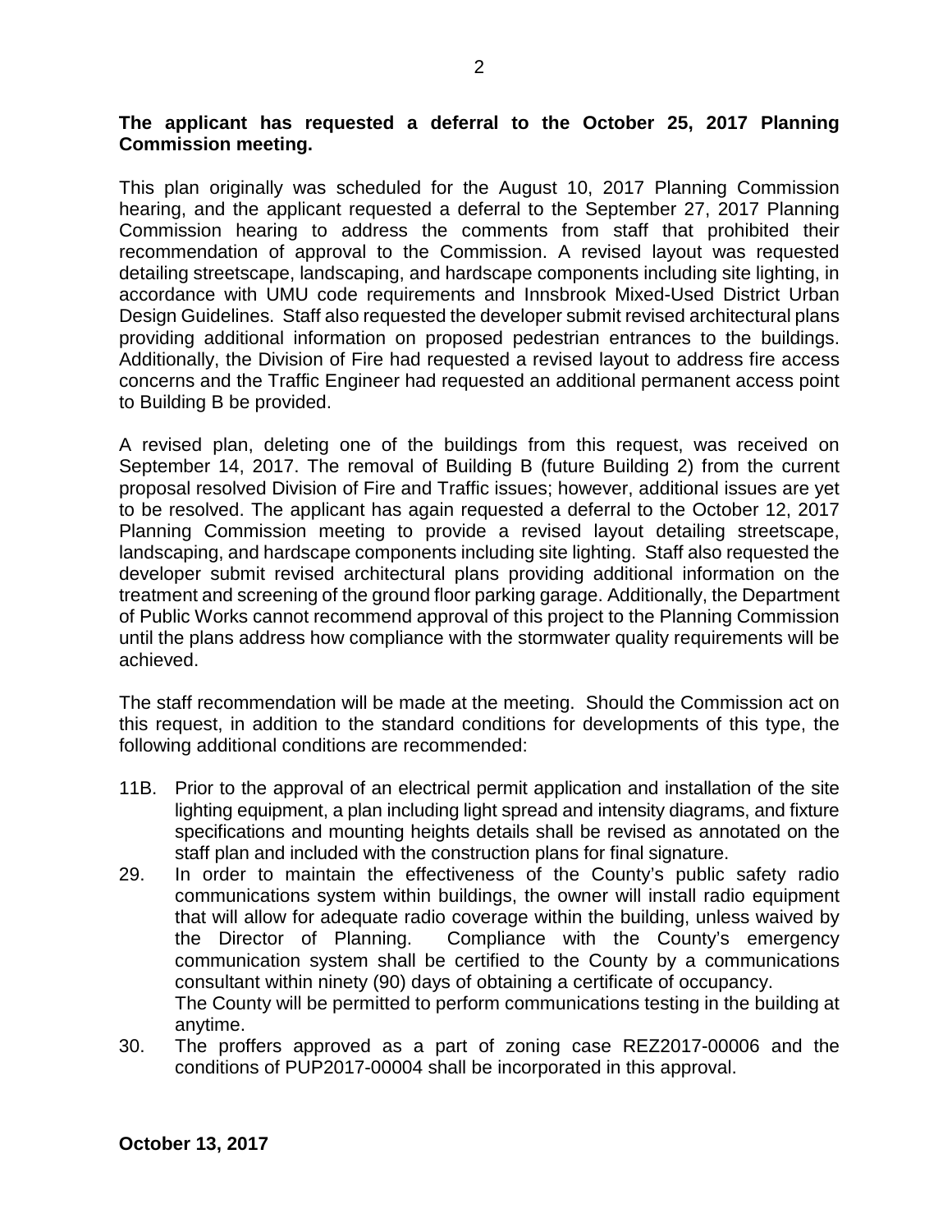**The applicant has requested a deferral to the October 25, 2017 Planning Commission meeting.**

This plan originally was scheduled for the August 10, 2017 Planning Commission hearing, and the applicant requested a deferral to the September 27, 2017 Planning Commission hearing to address the comments from staff that prohibited their recommendation of approval to the Commission. A revised layout was requested detailing streetscape, landscaping, and hardscape components including site lighting, in accordance with UMU code requirements and Innsbrook Mixed-Used District Urban Design Guidelines. Staff also requested the developer submit revised architectural plans providing additional information on proposed pedestrian entrances to the buildings. Additionally, the Division of Fire had requested a revised layout to address fire access concerns and the Traffic Engineer had requested an additional permanent access point to Building B be provided.

A revised plan, deleting one of the buildings from this request, was received on September 14, 2017. The removal of Building B (future Building 2) from the current proposal resolved Division of Fire and Traffic issues; however, additional issues are yet to be resolved. The applicant has again requested a deferral to the October 12, 2017 Planning Commission meeting to provide a revised layout detailing streetscape, landscaping, and hardscape components including site lighting. Staff also requested the developer submit revised architectural plans providing additional information on the treatment and screening of the ground floor parking garage. Additionally, the Department of Public Works cannot recommend approval of this project to the Planning Commission until the plans address how compliance with the stormwater quality requirements will be achieved.

The staff recommendation will be made at the meeting. Should the Commission act on this request, in addition to the standard conditions for developments of this type, the following additional conditions are recommended:

11B. Prior to the approval of an electrical permit application and installation of the site lighting equipment, a plan including light spread and intensity diagrams, and fixture specifications and mounting heights details shall be revised as annotated on the staff plan and included with the construction plans for final signature.

29. In order to maintain the effectiveness of the County's public safety radio communications system within buildings, the owner will install radio equipment that will allow for adequate radio coverage within the building, unless waived by the Director of Planning. Compliance with the County's emergency communication system shall be certified to the County by a communications consultant within ninety (90) days of obtaining a certificate of occupancy. The County will be permitted to perform communications testing in the building at anytime.

30. The proffers approved as a part of zoning case REZ2017-00006 and the conditions of PUP2017-00004 shall be incorporated in this approval.

**October 13, 2017**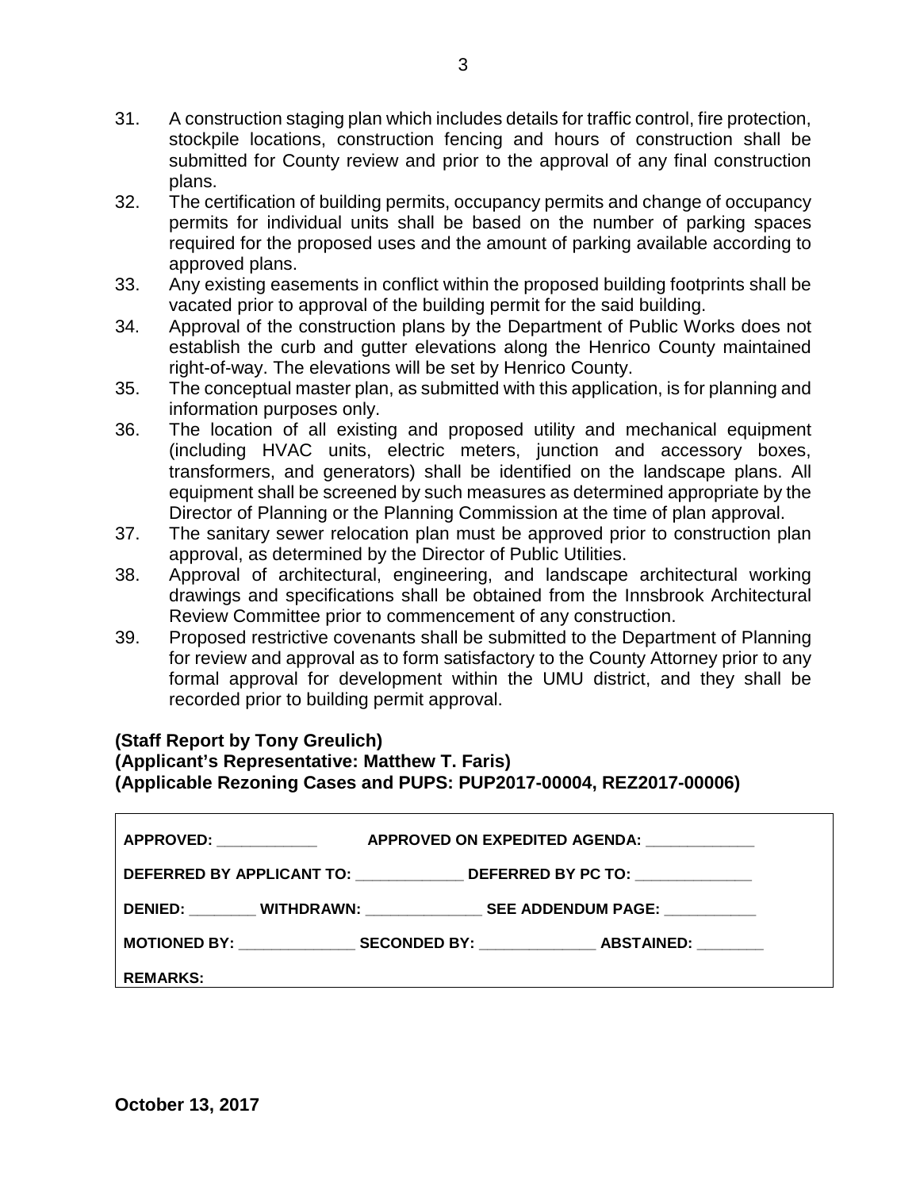31. A construction staging plan which includes details for traffic control, fire protection, stockpile locations, construction fencing and hours of construction shall be submitted for County review and prior to the approval of any final construction plans.
32. The certification of building permits, occupancy permits and change of occupancy permits for individual units shall be based on the number of parking spaces required for the proposed uses and the amount of parking available according to approved plans.
33. Any existing easements in conflict within the proposed building footprints shall be vacated prior to approval of the building permit for the said building.
34. Approval of the construction plans by the Department of Public Works does not establish the curb and gutter elevations along the Henrico County maintained right-of-way. The elevations will be set by Henrico County.
35. The conceptual master plan, as submitted with this application, is for planning and information purposes only.
36. The location of all existing and proposed utility and mechanical equipment (including HVAC units, electric meters, junction and accessory boxes, transformers, and generators) shall be identified on the landscape plans. All equipment shall be screened by such measures as determined appropriate by the Director of Planning or the Planning Commission at the time of plan approval.
37. The sanitary sewer relocation plan must be approved prior to construction plan approval, as determined by the Director of Public Utilities.
38. Approval of architectural, engineering, and landscape architectural working drawings and specifications shall be obtained from the Innsbrook Architectural Review Committee prior to commencement of any construction.
39. Proposed restrictive covenants shall be submitted to the Department of Planning for review and approval as to form satisfactory to the County Attorney prior to any formal approval for development within the UMU district, and they shall be recorded prior to building permit approval.

**(Staff Report by Tony Greulich)**
**(Applicant's Representative: Matthew T. Faris)**
**(Applicable Rezoning Cases and PUPS: PUP2017-00004, REZ2017-00006)**

**APPROVED:** ____________ **APPROVED ON EXPEDITED AGENDA:** _____________

**DEFERRED BY APPLICANT TO:** _____________ **DEFERRED BY PC TO:** ______________

**DENIED:** ________ **WITHDRAWN:** ______________ **SEE ADDENDUM PAGE:** ___________

**MOTIONED BY:** ______________ **SECONDED BY:** ______________ **ABSTAINED:** ________

**REMARKS:**

**October 13, 2017**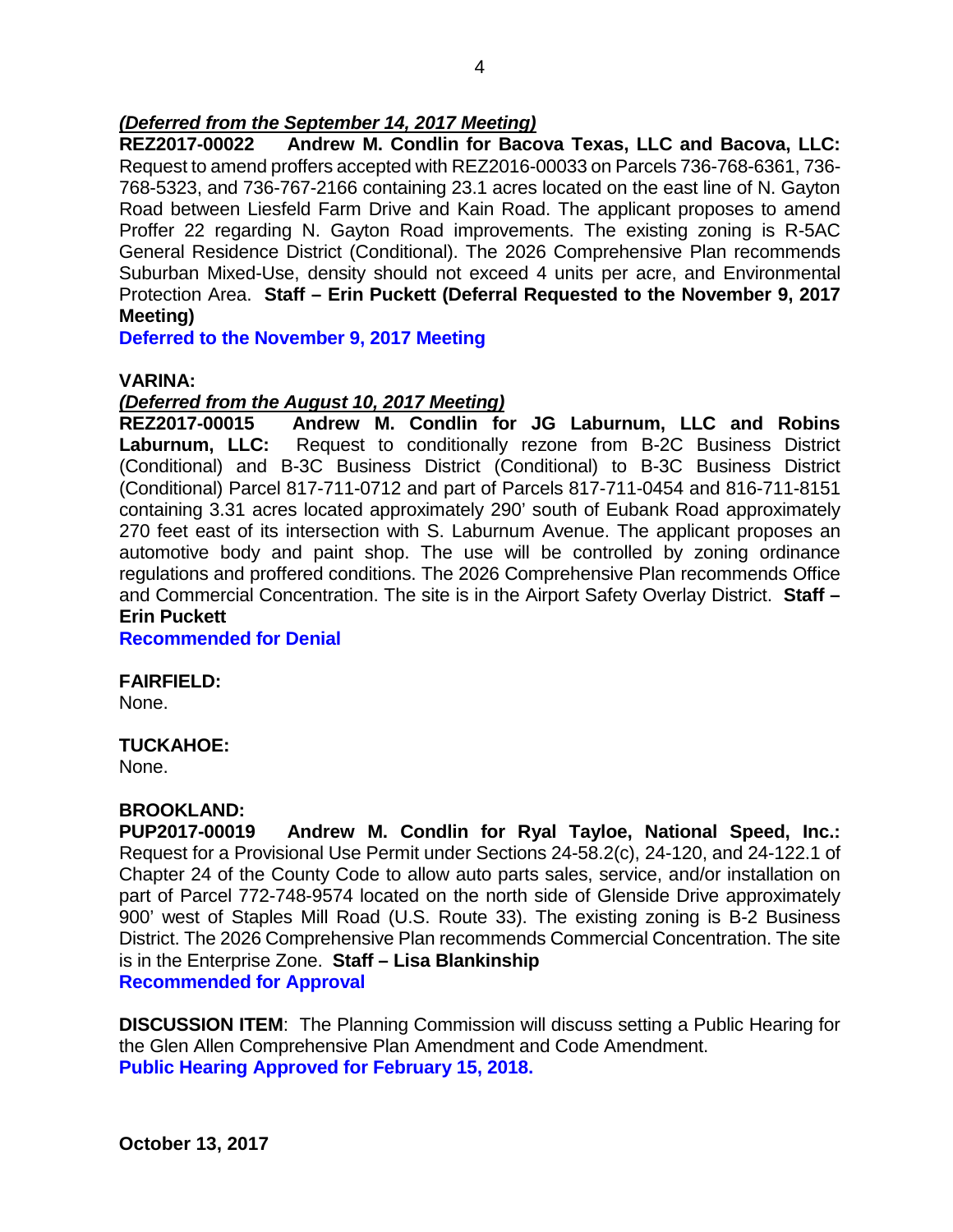***(Deferred from the September 14, 2017 Meeting)***

**REZ2017-00022 Andrew M. Condlin for Bacova Texas, LLC and Bacova, LLC:** Request to amend proffers accepted with REZ2016-00033 on Parcels 736-768-6361, 736-768-5323, and 736-767-2166 containing 23.1 acres located on the east line of N. Gayton Road between Liesfeld Farm Drive and Kain Road. The applicant proposes to amend Proffer 22 regarding N. Gayton Road improvements. The existing zoning is R-5AC General Residence District (Conditional). The 2026 Comprehensive Plan recommends Suburban Mixed-Use, density should not exceed 4 units per acre, and Environmental Protection Area. **Staff – Erin Puckett (Deferral Requested to the November 9, 2017 Meeting)**

**Deferred to the November 9, 2017 Meeting**

**VARINA:**

***(Deferred from the August 10, 2017 Meeting)***

**REZ2017-00015 Andrew M. Condlin for JG Laburnum, LLC and Robins Laburnum, LLC:** Request to conditionally rezone from B-2C Business District (Conditional) and B-3C Business District (Conditional) to B-3C Business District (Conditional) Parcel 817-711-0712 and part of Parcels 817-711-0454 and 816-711-8151 containing 3.31 acres located approximately 290' south of Eubank Road approximately 270 feet east of its intersection with S. Laburnum Avenue. The applicant proposes an automotive body and paint shop. The use will be controlled by zoning ordinance regulations and proffered conditions. The 2026 Comprehensive Plan recommends Office and Commercial Concentration. The site is in the Airport Safety Overlay District. **Staff – Erin Puckett**

**Recommended for Denial**

**FAIRFIELD:**

None.

**TUCKAHOE:**

None.

**BROOKLAND:**

**PUP2017-00019 Andrew M. Condlin for Ryal Tayloe, National Speed, Inc.:** Request for a Provisional Use Permit under Sections 24-58.2(c), 24-120, and 24-122.1 of Chapter 24 of the County Code to allow auto parts sales, service, and/or installation on part of Parcel 772-748-9574 located on the north side of Glenside Drive approximately 900' west of Staples Mill Road (U.S. Route 33). The existing zoning is B-2 Business District. The 2026 Comprehensive Plan recommends Commercial Concentration. The site is in the Enterprise Zone. **Staff – Lisa Blankinship**

**Recommended for Approval**

**DISCUSSION ITEM**: The Planning Commission will discuss setting a Public Hearing for the Glen Allen Comprehensive Plan Amendment and Code Amendment.

**Public Hearing Approved for February 15, 2018.**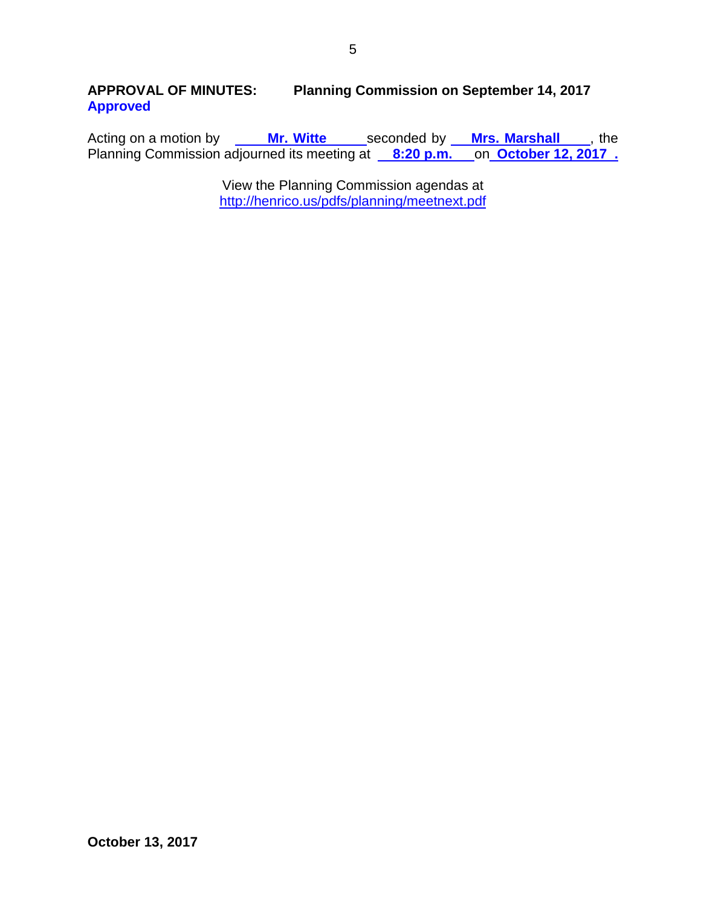**APPROVAL OF MINUTES: Planning Commission on September 14, 2017**
**Approved**

Acting on a motion by **Mr. Witte** seconded by **Mrs. Marshall**, the Planning Commission adjourned its meeting at **8:20 p.m.** on **October 12, 2017**.

View the Planning Commission agendas at
http://henrico.us/pdfs/planning/meetnext.pdf

**October 13, 2017**